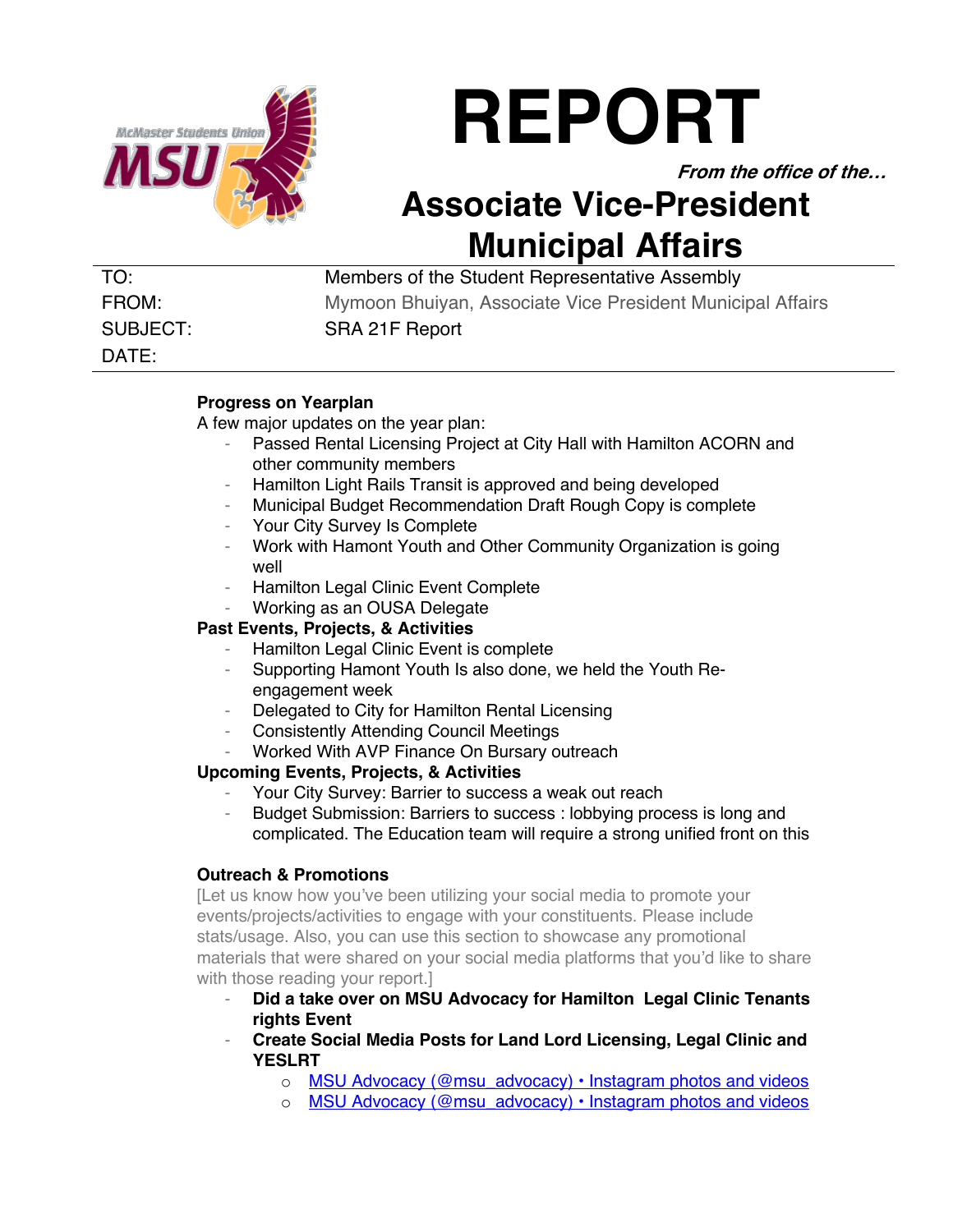# REPORT

*From the office of the…*

## Associate Vice-President Municipal Affairs

| | |
|---|---|
| TO: | Members of the Student Representative Assembly |
| FROM: | Mymoon Bhuiyan, Associate Vice President Municipal Affairs |
| SUBJECT: | SRA 21F Report |
| DATE: | |

**Progress on Yearplan**

A few major updates on the year plan:

- Passed Rental Licensing Project at City Hall with Hamilton ACORN and other community members
- Hamilton Light Rails Transit is approved and being developed
- Municipal Budget Recommendation Draft Rough Copy is complete
- Your City Survey Is Complete
- Work with Hamont Youth and Other Community Organization is going well
- Hamilton Legal Clinic Event Complete
- Working as an OUSA Delegate

**Past Events, Projects, & Activities**

- Hamilton Legal Clinic Event is complete
- Supporting Hamont Youth Is also done, we held the Youth Re-engagement week
- Delegated to City for Hamilton Rental Licensing
- Consistently Attending Council Meetings
- Worked With AVP Finance On Bursary outreach

**Upcoming Events, Projects, & Activities**

- Your City Survey: Barrier to success a weak out reach
- Budget Submission: Barriers to success : lobbying process is long and complicated. The Education team will require a strong unified front on this

**Outreach & Promotions**

[Let us know how you've been utilizing your social media to promote your events/projects/activities to engage with your constituents. Please include stats/usage. Also, you can use this section to showcase any promotional materials that were shared on your social media platforms that you'd like to share with those reading your report.]

- **Did a take over on MSU Advocacy for Hamilton Legal Clinic Tenants rights Event**
- **Create Social Media Posts for Land Lord Licensing, Legal Clinic and YESLRT**
  - MSU Advocacy (@msu_advocacy) • Instagram photos and videos
  - MSU Advocacy (@msu_advocacy) • Instagram photos and videos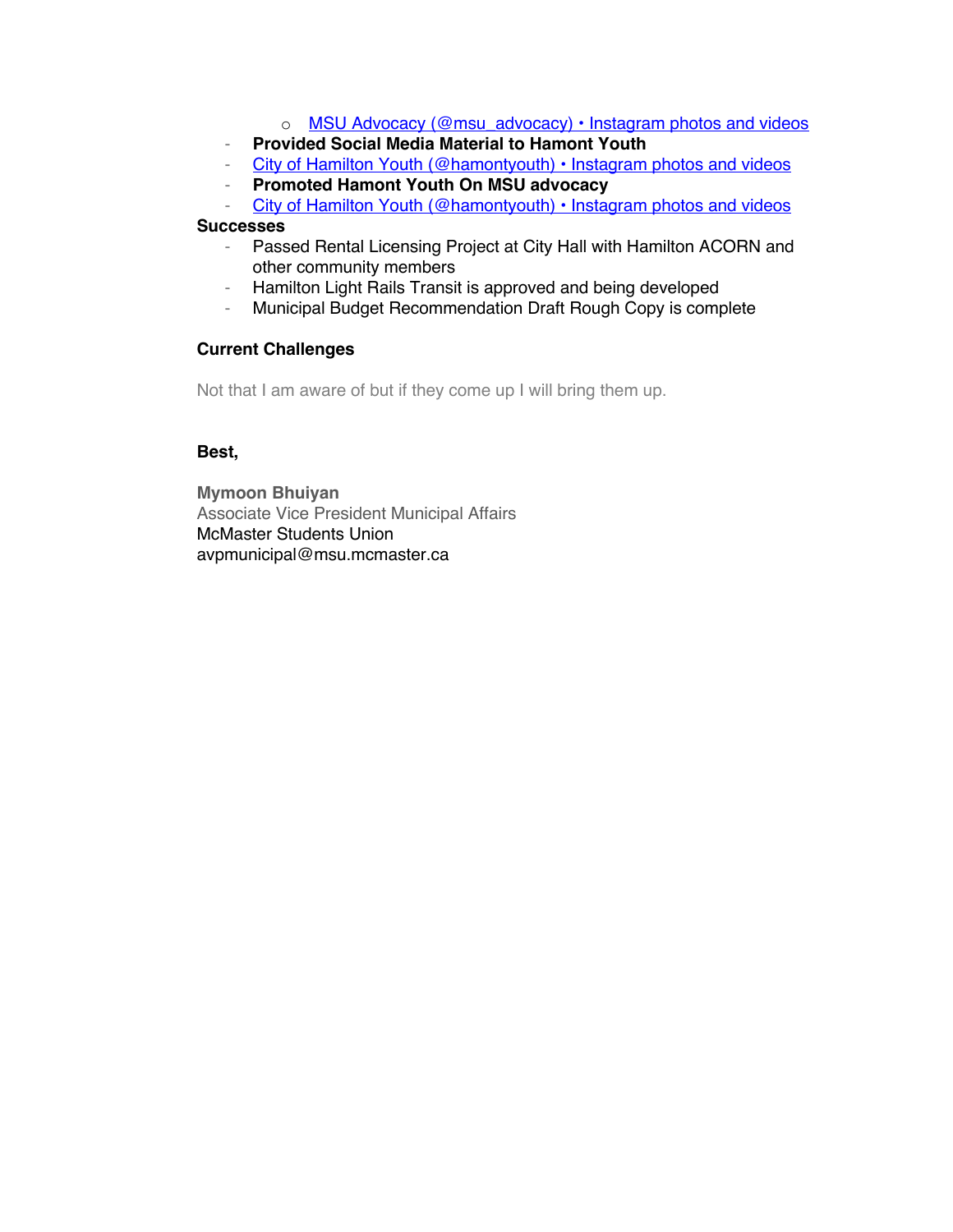- MSU Advocacy (@msu_advocacy) • Instagram photos and videos
- **Provided Social Media Material to Hamont Youth**
- City of Hamilton Youth (@hamontyouth) • Instagram photos and videos
- **Promoted Hamont Youth On MSU advocacy**
- City of Hamilton Youth (@hamontyouth) • Instagram photos and videos

**Successes**

- Passed Rental Licensing Project at City Hall with Hamilton ACORN and other community members
- Hamilton Light Rails Transit is approved and being developed
- Municipal Budget Recommendation Draft Rough Copy is complete

**Current Challenges**

Not that I am aware of but if they come up I will bring them up.

**Best,**

**Mymoon Bhuiyan**
Associate Vice President Municipal Affairs
McMaster Students Union
avpmunicipal@msu.mcmaster.ca